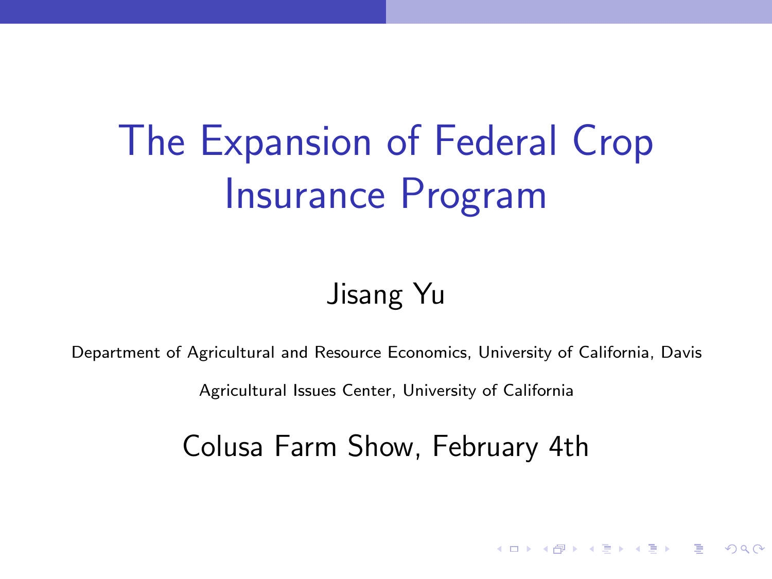# The Expansion of Federal Crop Insurance Program

Jisang Yu

Department of Agricultural and Resource Economics, University of California, Davis

Agricultural Issues Center, University of California

Colusa Farm Show, February 4th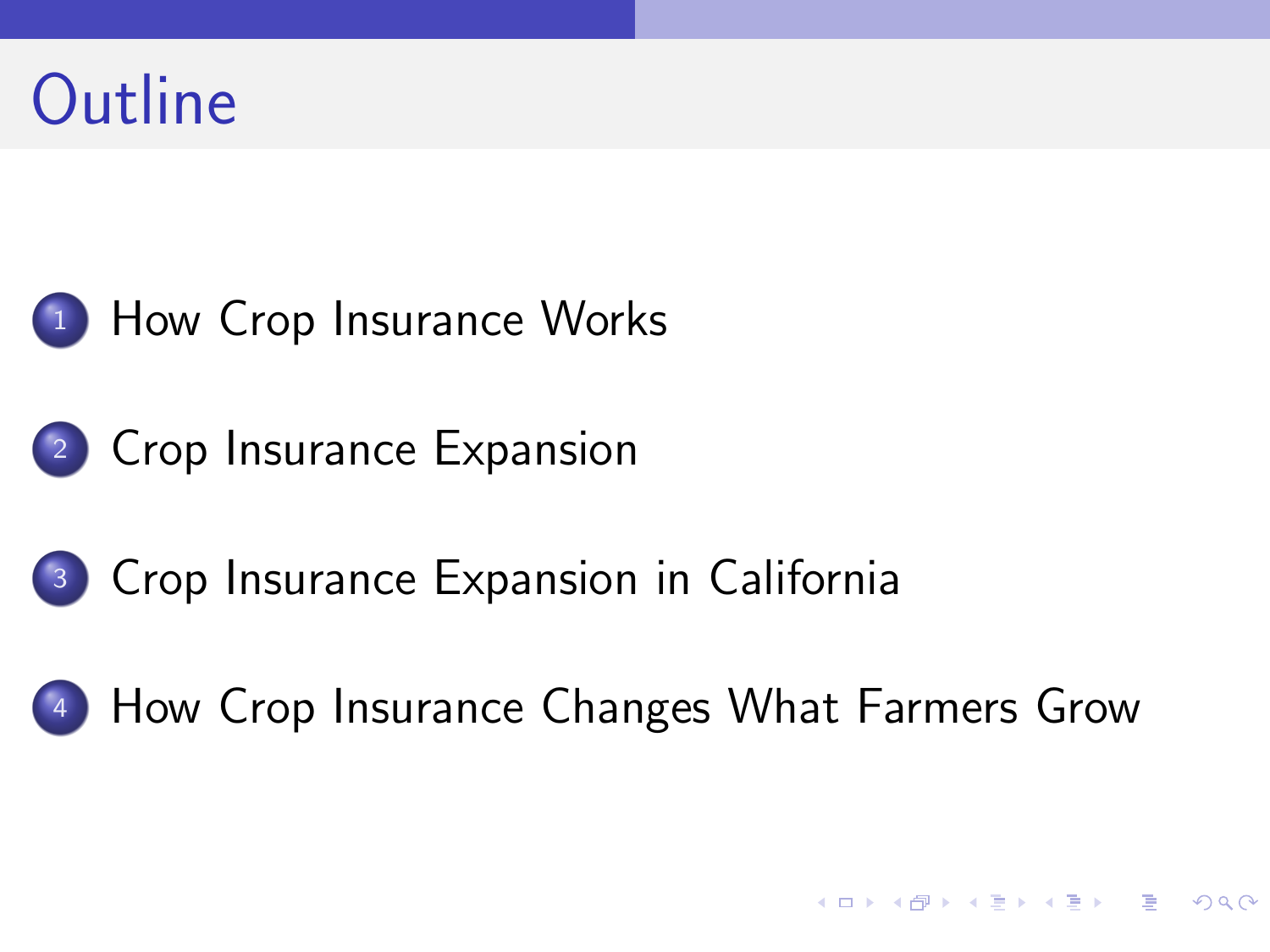# Outline

1. How Crop Insurance Works
2. Crop Insurance Expansion
3. Crop Insurance Expansion in California
4. How Crop Insurance Changes What Farmers Grow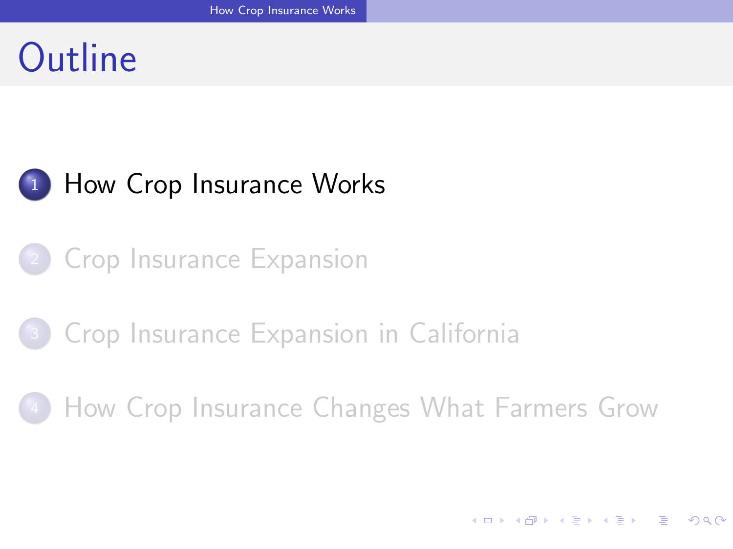# Outline

1. How Crop Insurance Works
2. Crop Insurance Expansion
3. Crop Insurance Expansion in California
4. How Crop Insurance Changes What Farmers Grow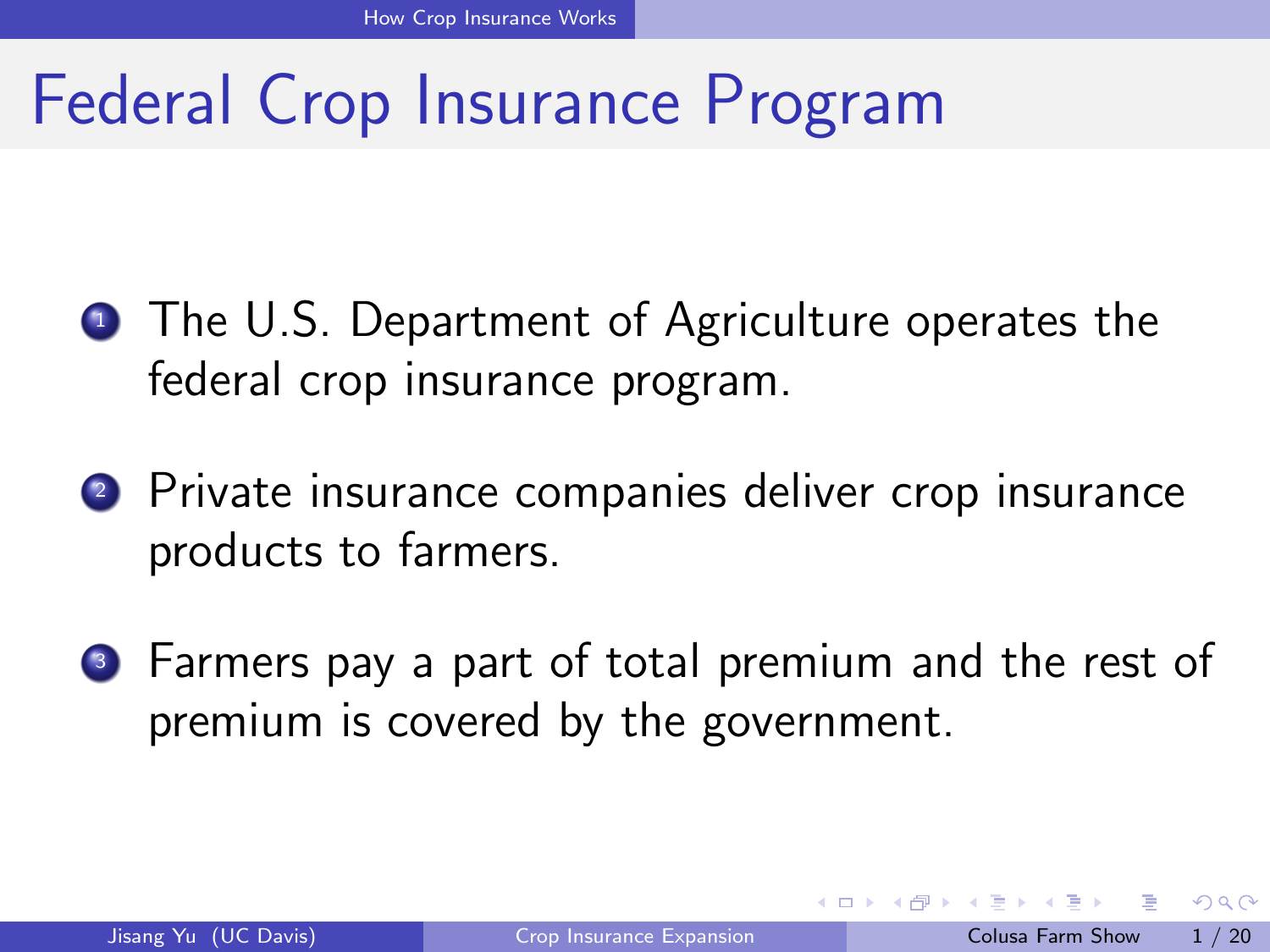# Federal Crop Insurance Program

1. The U.S. Department of Agriculture operates the federal crop insurance program.
2. Private insurance companies deliver crop insurance products to farmers.
3. Farmers pay a part of total premium and the rest of premium is covered by the government.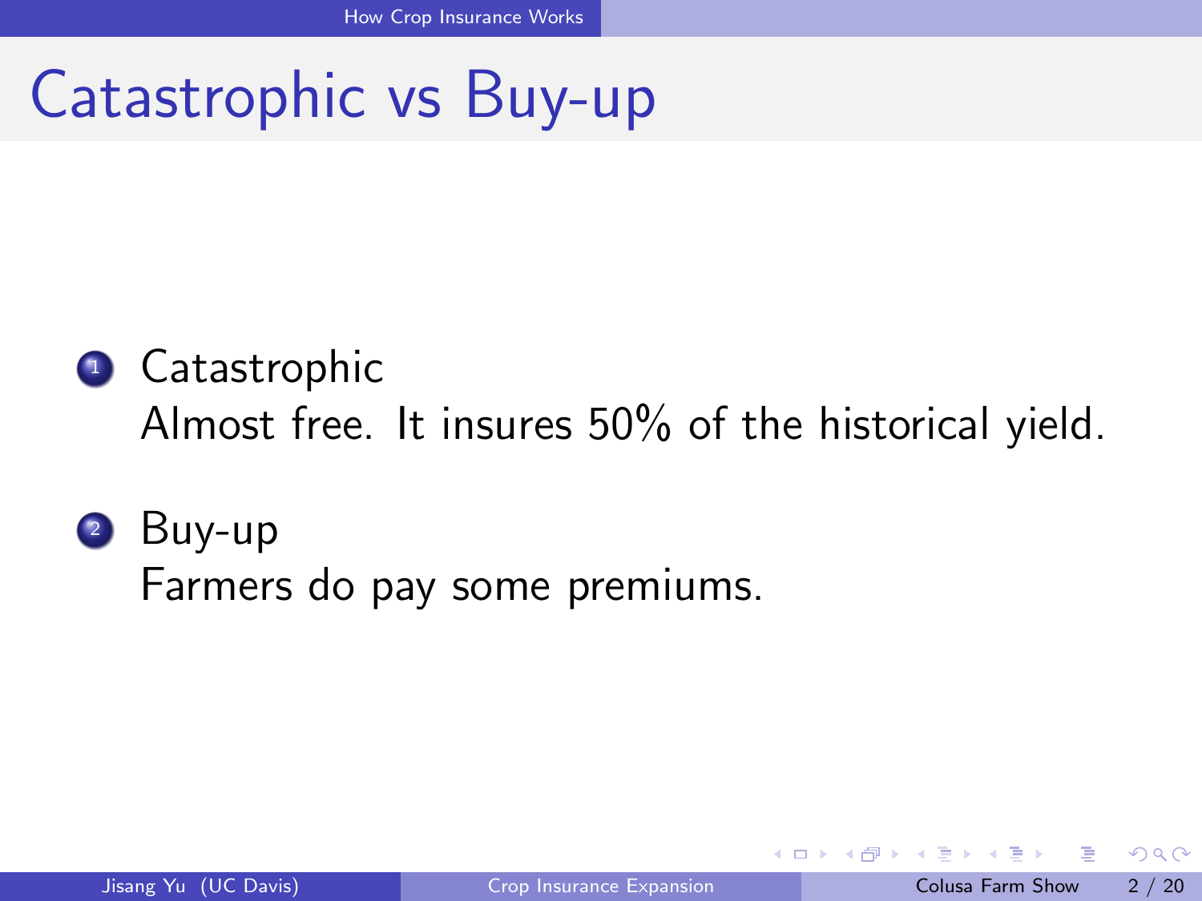# Catastrophic vs Buy-up

1. Catastrophic
   Almost free. It insures 50% of the historical yield.

2. Buy-up
   Farmers do pay some premiums.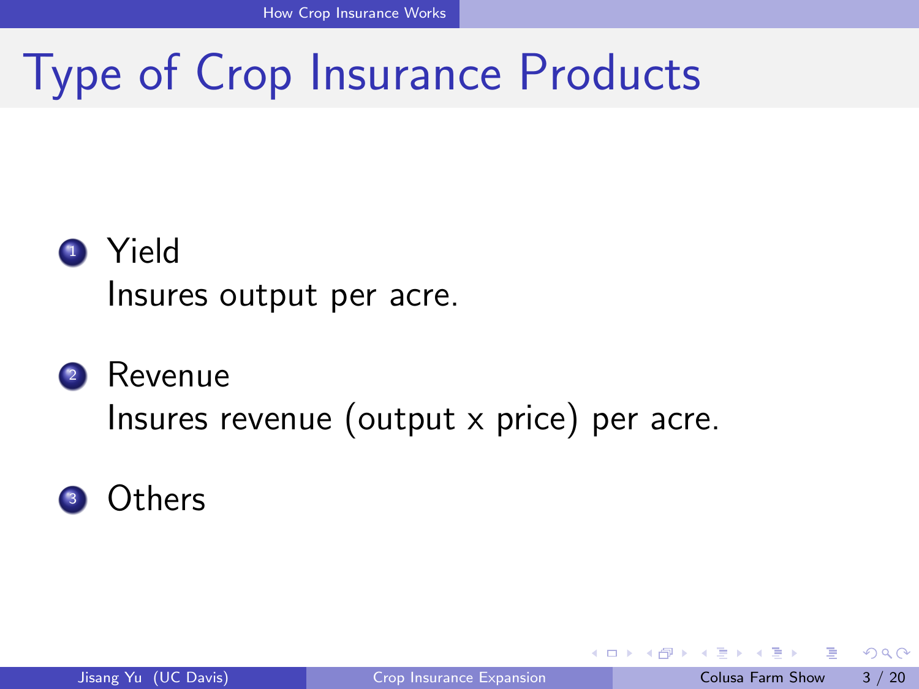# Type of Crop Insurance Products

1. Yield
   Insures output per acre.
2. Revenue
   Insures revenue (output x price) per acre.
3. Others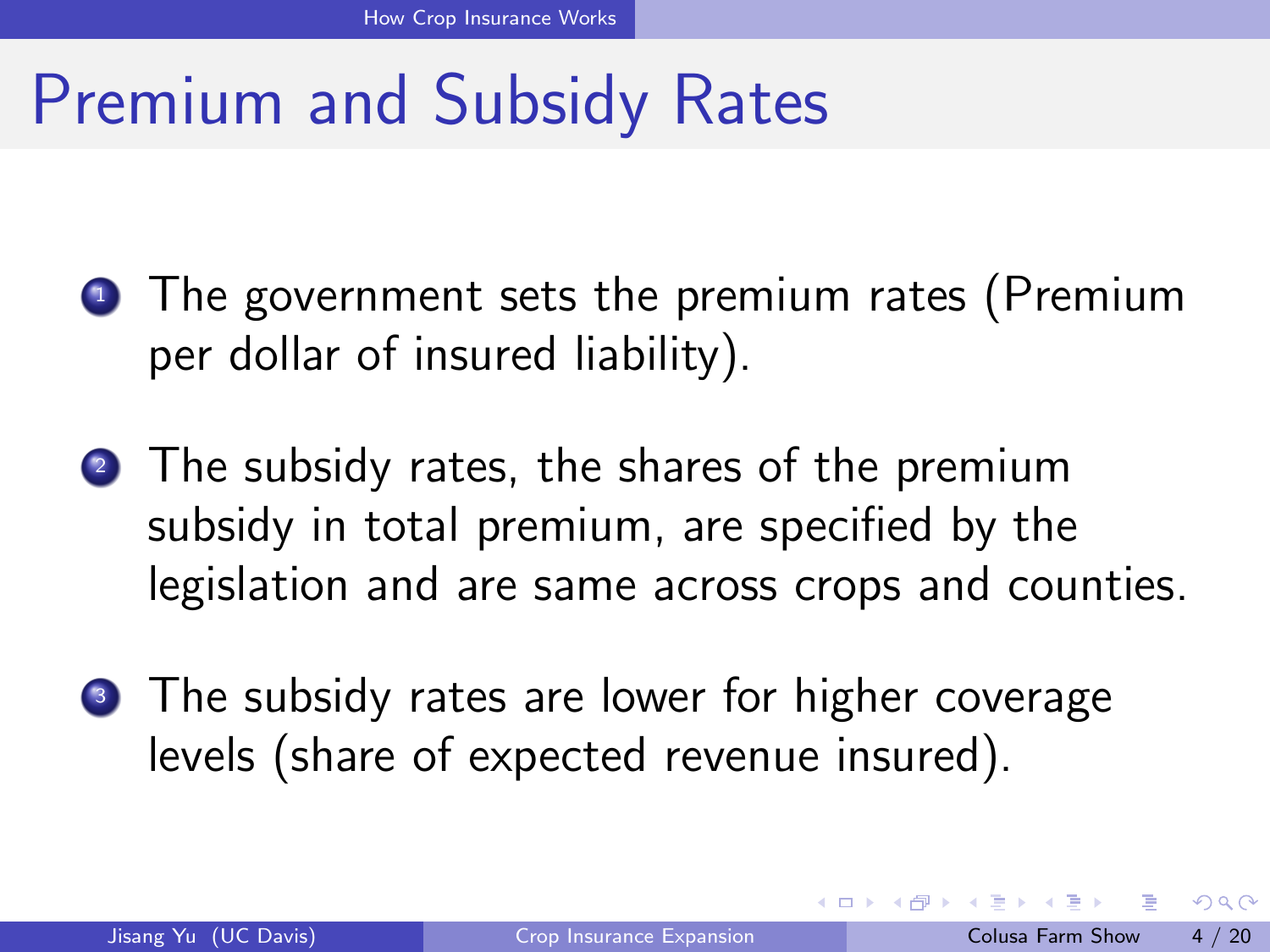# Premium and Subsidy Rates

1. The government sets the premium rates (Premium per dollar of insured liability).
2. The subsidy rates, the shares of the premium subsidy in total premium, are specified by the legislation and are same across crops and counties.
3. The subsidy rates are lower for higher coverage levels (share of expected revenue insured).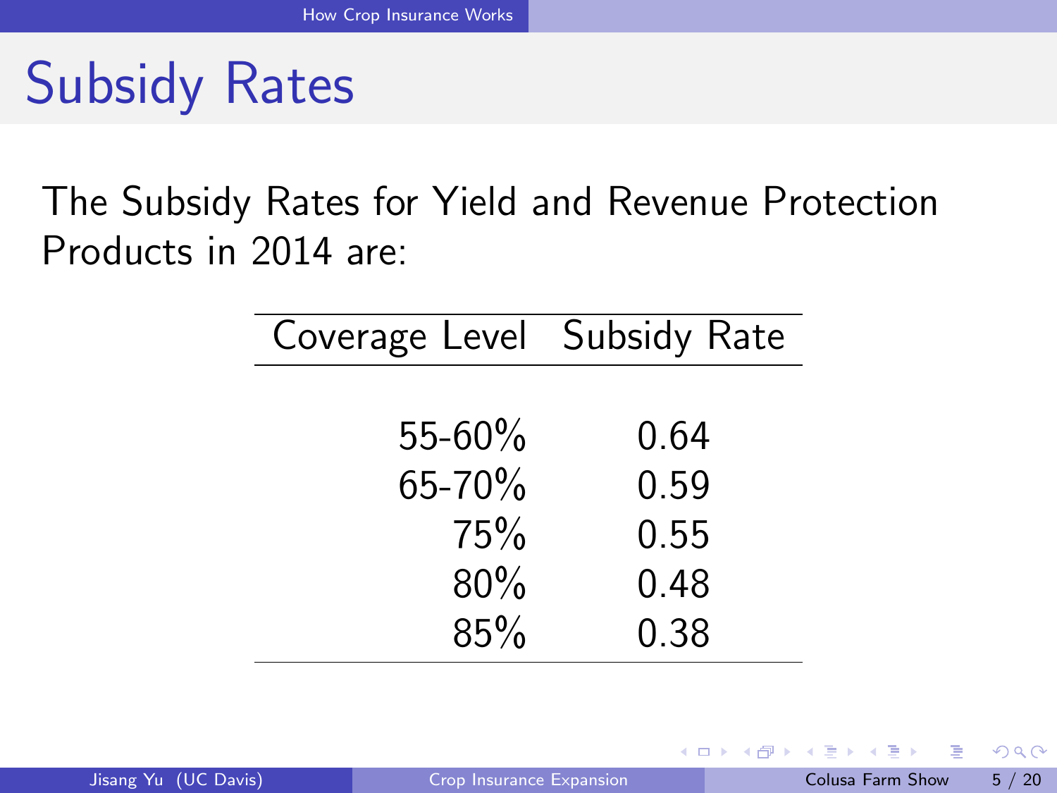# Subsidy Rates

The Subsidy Rates for Yield and Revenue Protection Products in 2014 are:

| Coverage Level | Subsidy Rate |
| --- | --- |
| 55-60% | 0.64 |
| 65-70% | 0.59 |
| 75% | 0.55 |
| 80% | 0.48 |
| 85% | 0.38 |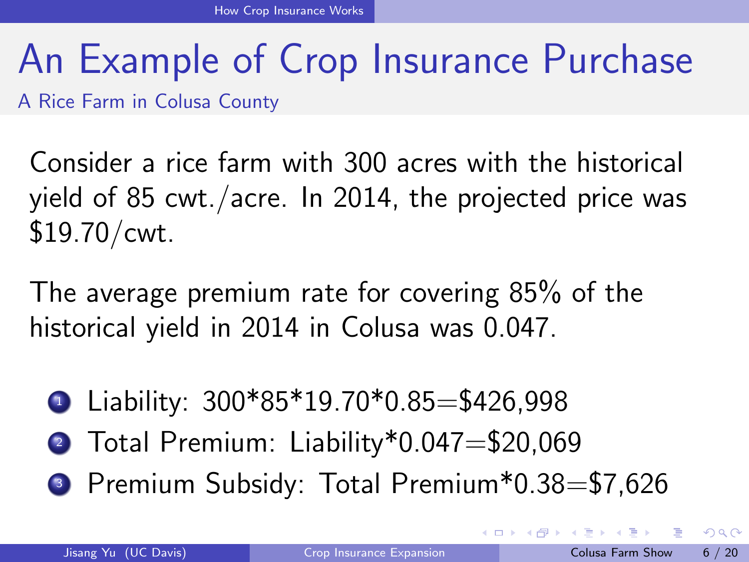# An Example of Crop Insurance Purchase

## A Rice Farm in Colusa County

Consider a rice farm with 300 acres with the historical yield of 85 cwt./acre. In 2014, the projected price was $19.70/cwt.

The average premium rate for covering 85% of the historical yield in 2014 in Colusa was 0.047.

1. Liability: 300*85*19.70*0.85=$426,998
2. Total Premium: Liability*0.047=$20,069
3. Premium Subsidy: Total Premium*0.38=$7,626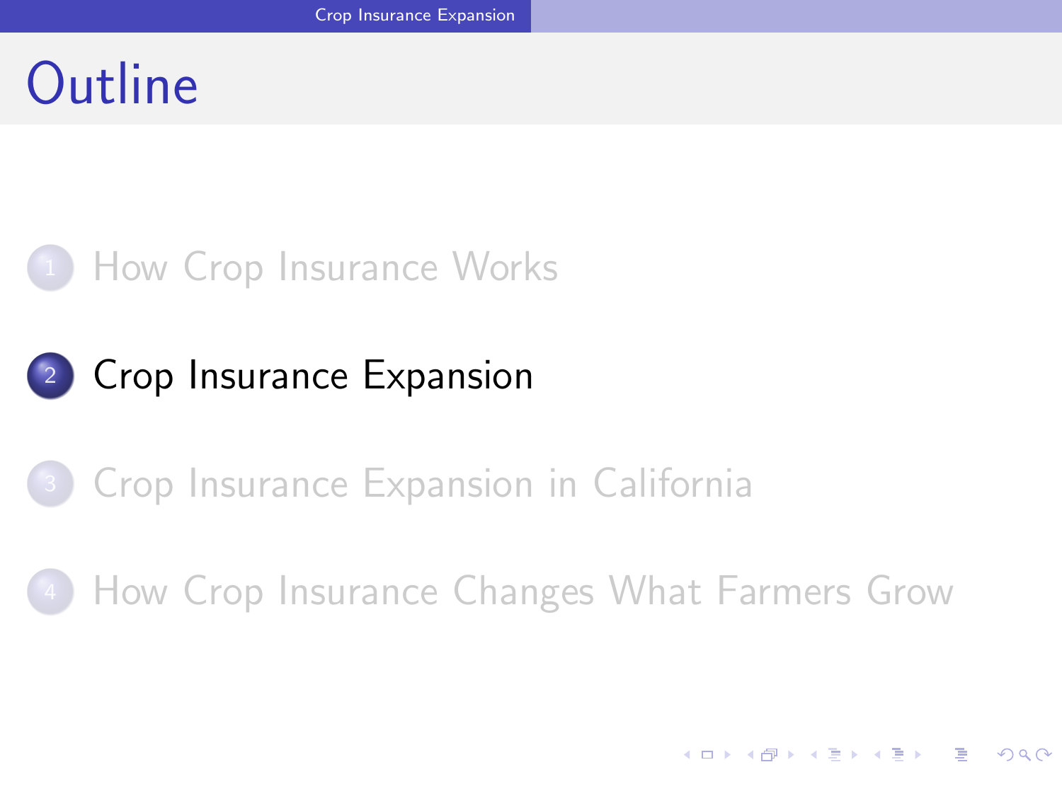# Outline

1. How Crop Insurance Works
2. Crop Insurance Expansion
3. Crop Insurance Expansion in California
4. How Crop Insurance Changes What Farmers Grow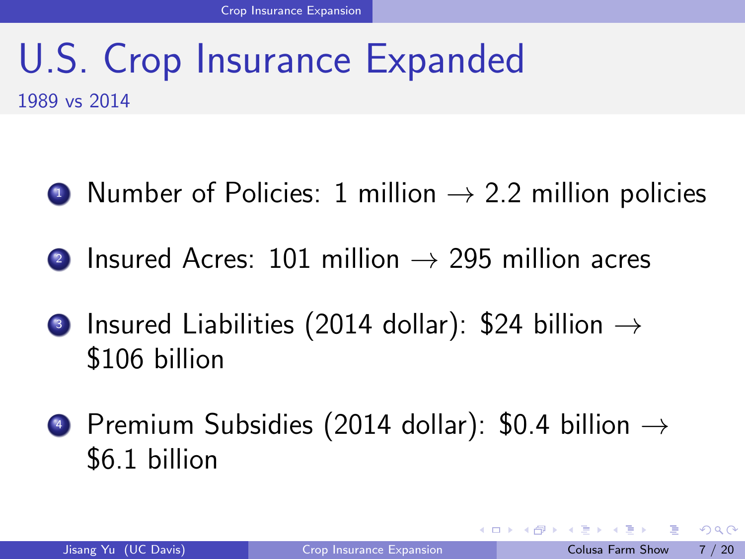# U.S. Crop Insurance Expanded

1989 vs 2014

1. Number of Policies: 1 million $\rightarrow$ 2.2 million policies
2. Insured Acres: 101 million $\rightarrow$ 295 million acres
3. Insured Liabilities (2014 dollar): \$24 billion $\rightarrow$ \$106 billion
4. Premium Subsidies (2014 dollar): \$0.4 billion $\rightarrow$ \$6.1 billion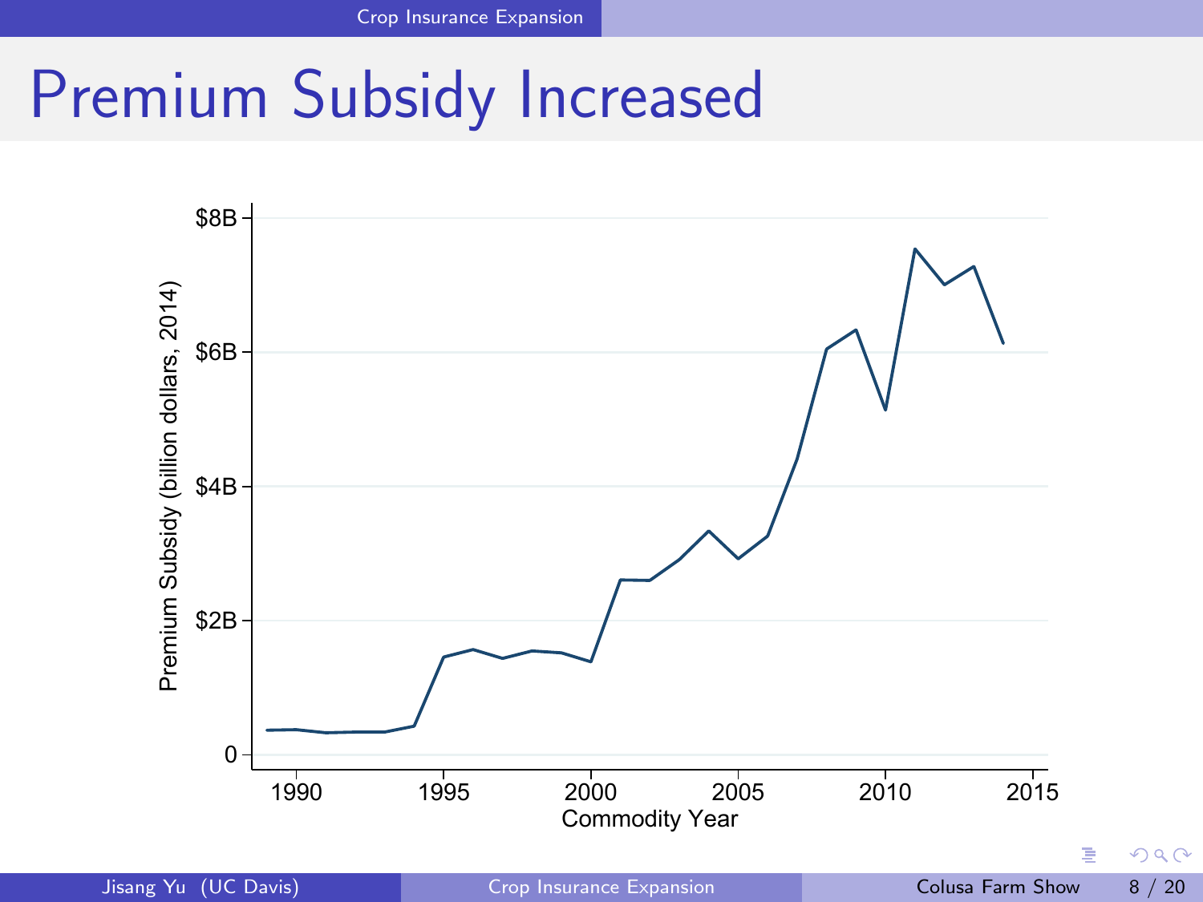# Premium Subsidy Increased

Premium Subsidy (billion dollars, 2014)

$8B

$6B

$4B

$2B

0

1990 1995 2000 2005 2010 2015

Commodity Year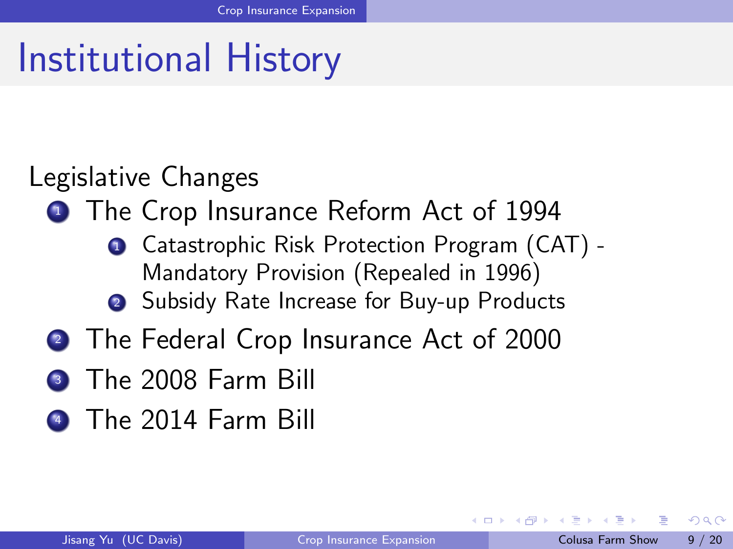# Institutional History

Legislative Changes

1. The Crop Insurance Reform Act of 1994
    1. Catastrophic Risk Protection Program (CAT) - Mandatory Provision (Repealed in 1996)
    2. Subsidy Rate Increase for Buy-up Products
2. The Federal Crop Insurance Act of 2000
3. The 2008 Farm Bill
4. The 2014 Farm Bill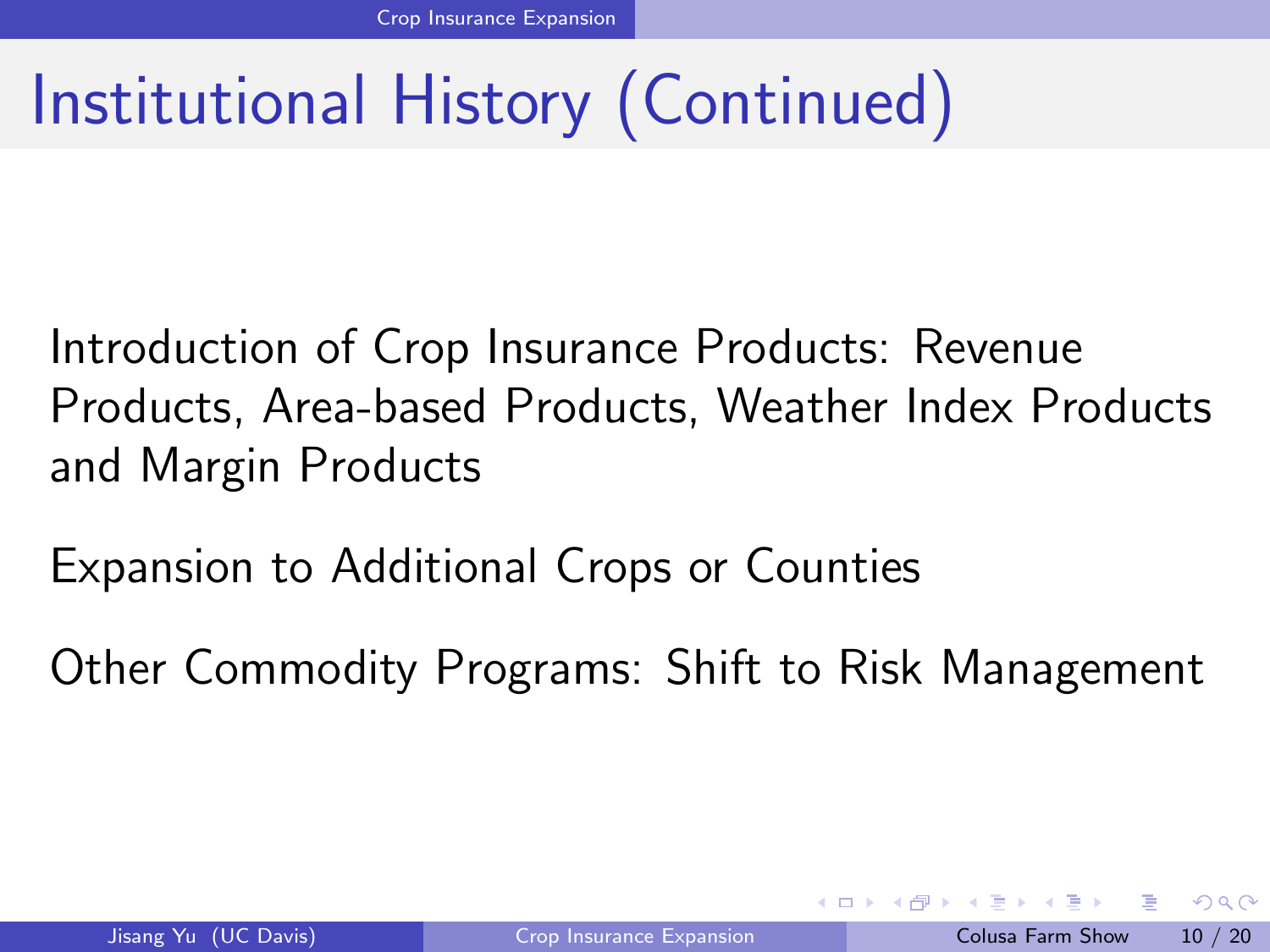# Institutional History (Continued)

Introduction of Crop Insurance Products: Revenue Products, Area-based Products, Weather Index Products and Margin Products

Expansion to Additional Crops or Counties

Other Commodity Programs: Shift to Risk Management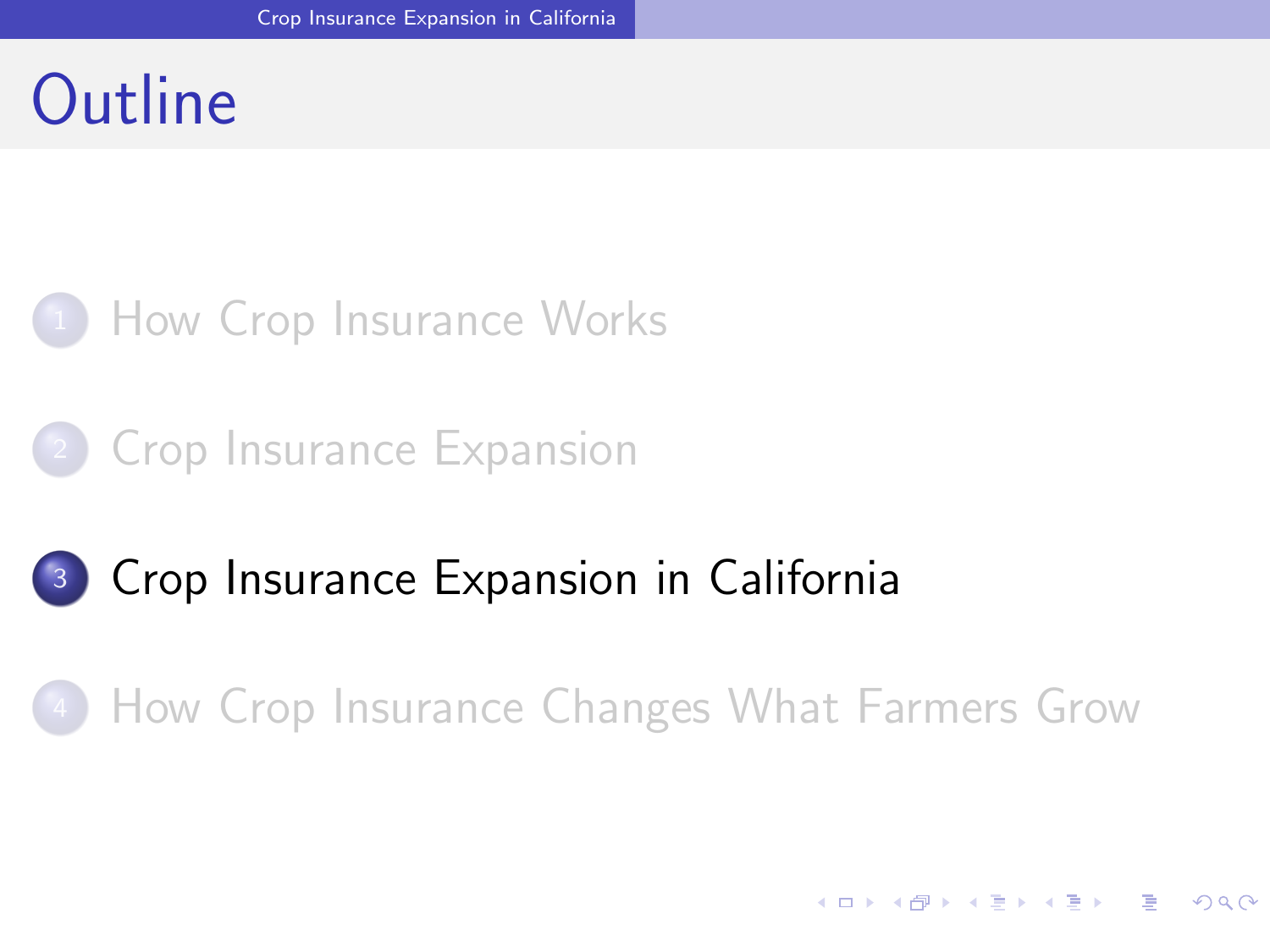# Outline

1. How Crop Insurance Works
2. Crop Insurance Expansion
3. **Crop Insurance Expansion in California**
4. How Crop Insurance Changes What Farmers Grow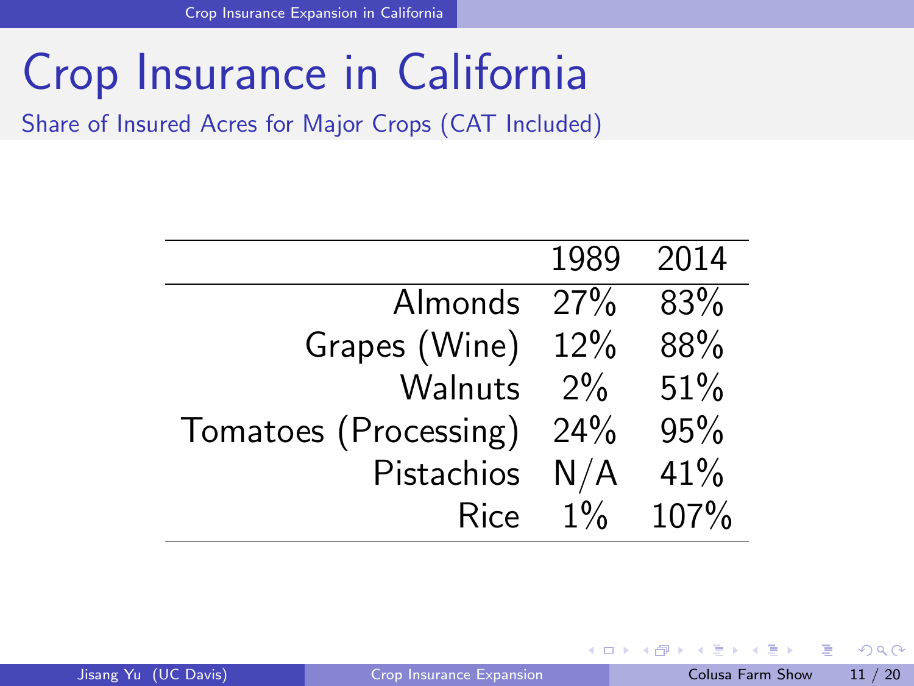# Crop Insurance in California

## Share of Insured Acres for Major Crops (CAT Included)

| | 1989 | 2014 |
|---|---|---|
| Almonds | 27% | 83% |
| Grapes (Wine) | 12% | 88% |
| Walnuts | 2% | 51% |
| Tomatoes (Processing) | 24% | 95% |
| Pistachios | N/A | 41% |
| Rice | 1% | 107% |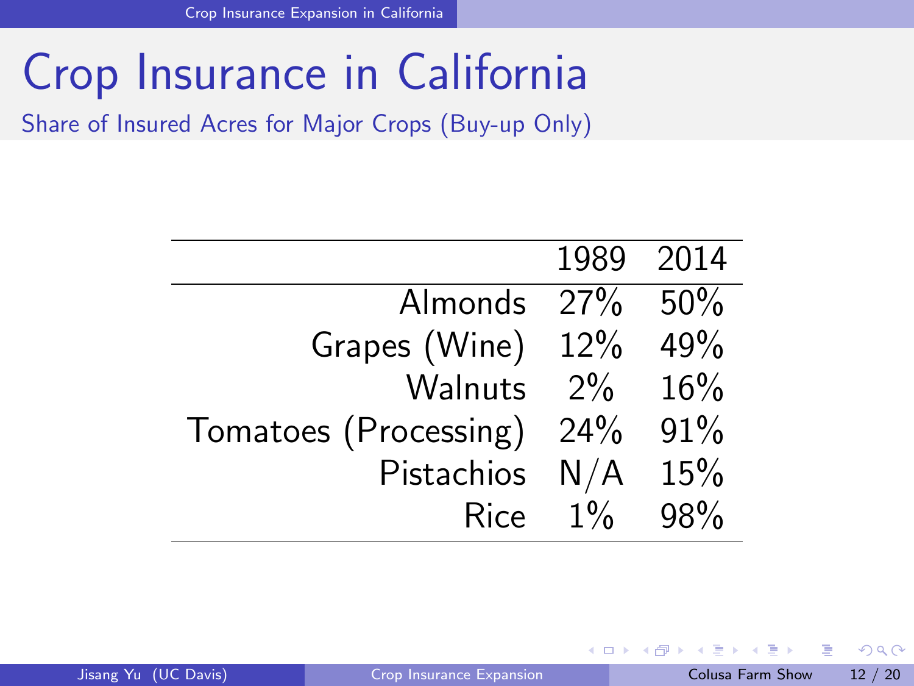# Crop Insurance in California

## Share of Insured Acres for Major Crops (Buy-up Only)

| | 1989 | 2014 |
|---|---|---|
| Almonds | 27% | 50% |
| Grapes (Wine) | 12% | 49% |
| Walnuts | 2% | 16% |
| Tomatoes (Processing) | 24% | 91% |
| Pistachios | N/A | 15% |
| Rice | 1% | 98% |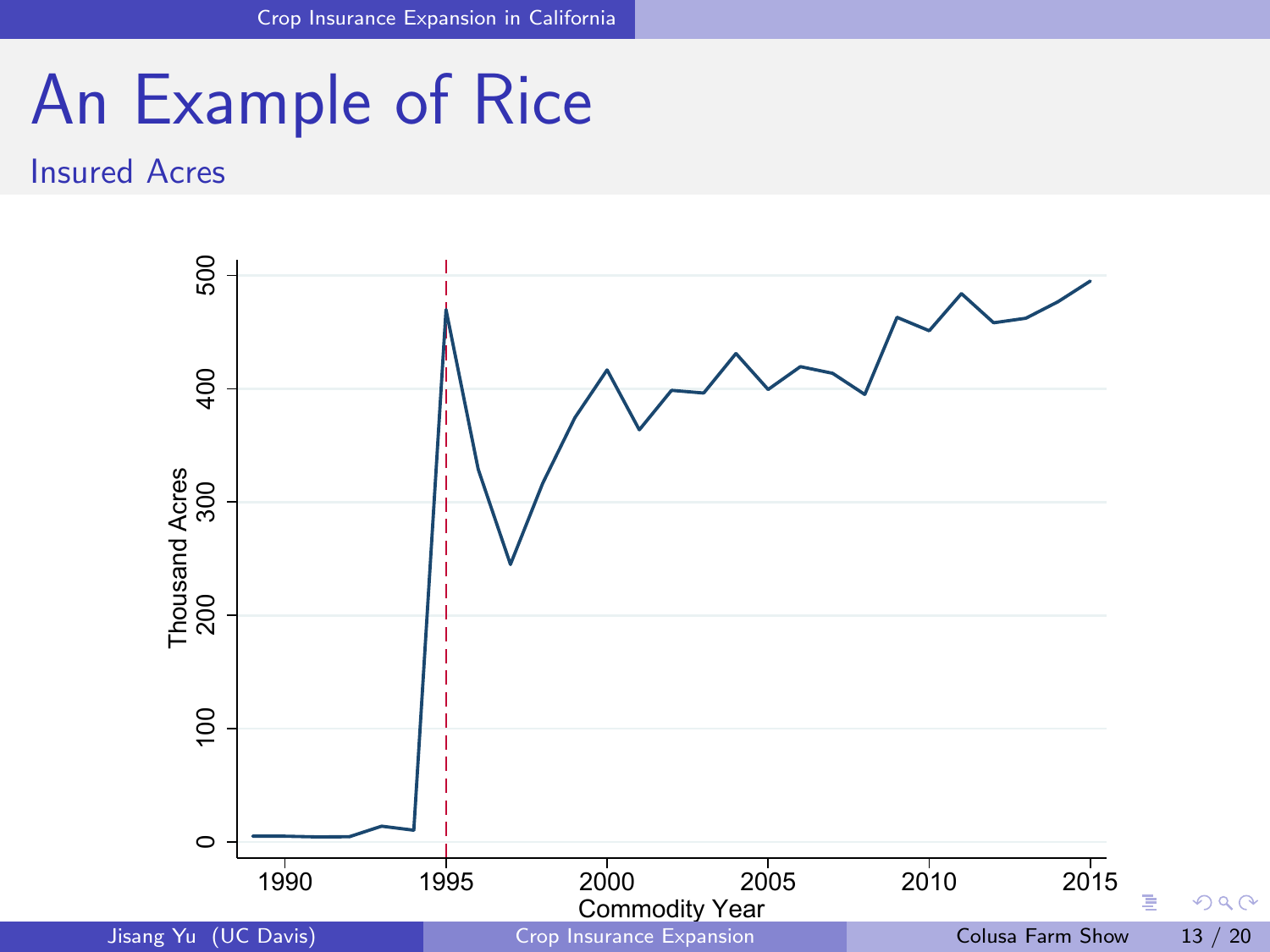# An Example of Rice

## Insured Acres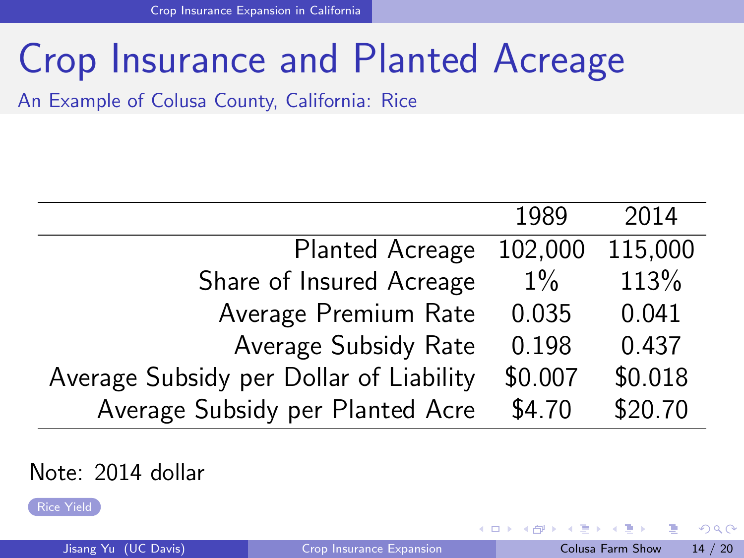# Crop Insurance and Planted Acreage

## An Example of Colusa County, California: Rice

| | 1989 | 2014 |
|---|---|---|
| Planted Acreage | 102,000 | 115,000 |
| Share of Insured Acreage | 1% | 113% |
| Average Premium Rate | 0.035 | 0.041 |
| Average Subsidy Rate | 0.198 | 0.437 |
| Average Subsidy per Dollar of Liability | \$0.007 | \$0.018 |
| Average Subsidy per Planted Acre | \$4.70 | \$20.70 |

Note: 2014 dollar

Rice Yield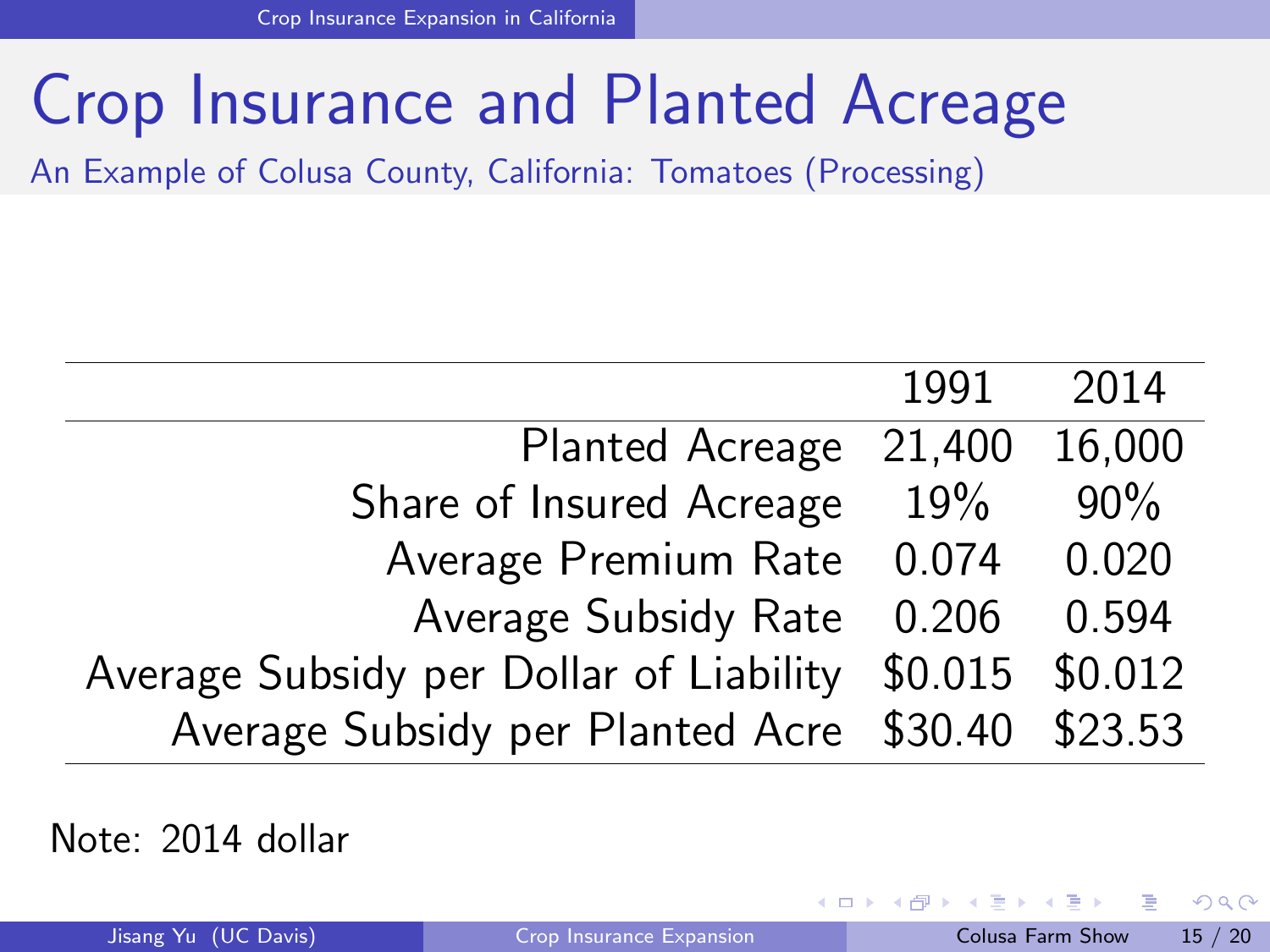# Crop Insurance and Planted Acreage

An Example of Colusa County, California: Tomatoes (Processing)

| | 1991 | 2014 |
|---|---|---|
| Planted Acreage | 21,400 | 16,000 |
| Share of Insured Acreage | 19% | 90% |
| Average Premium Rate | 0.074 | 0.020 |
| Average Subsidy Rate | 0.206 | 0.594 |
| Average Subsidy per Dollar of Liability | $0.015 | $0.012 |
| Average Subsidy per Planted Acre | $30.40 | $23.53 |

Note: 2014 dollar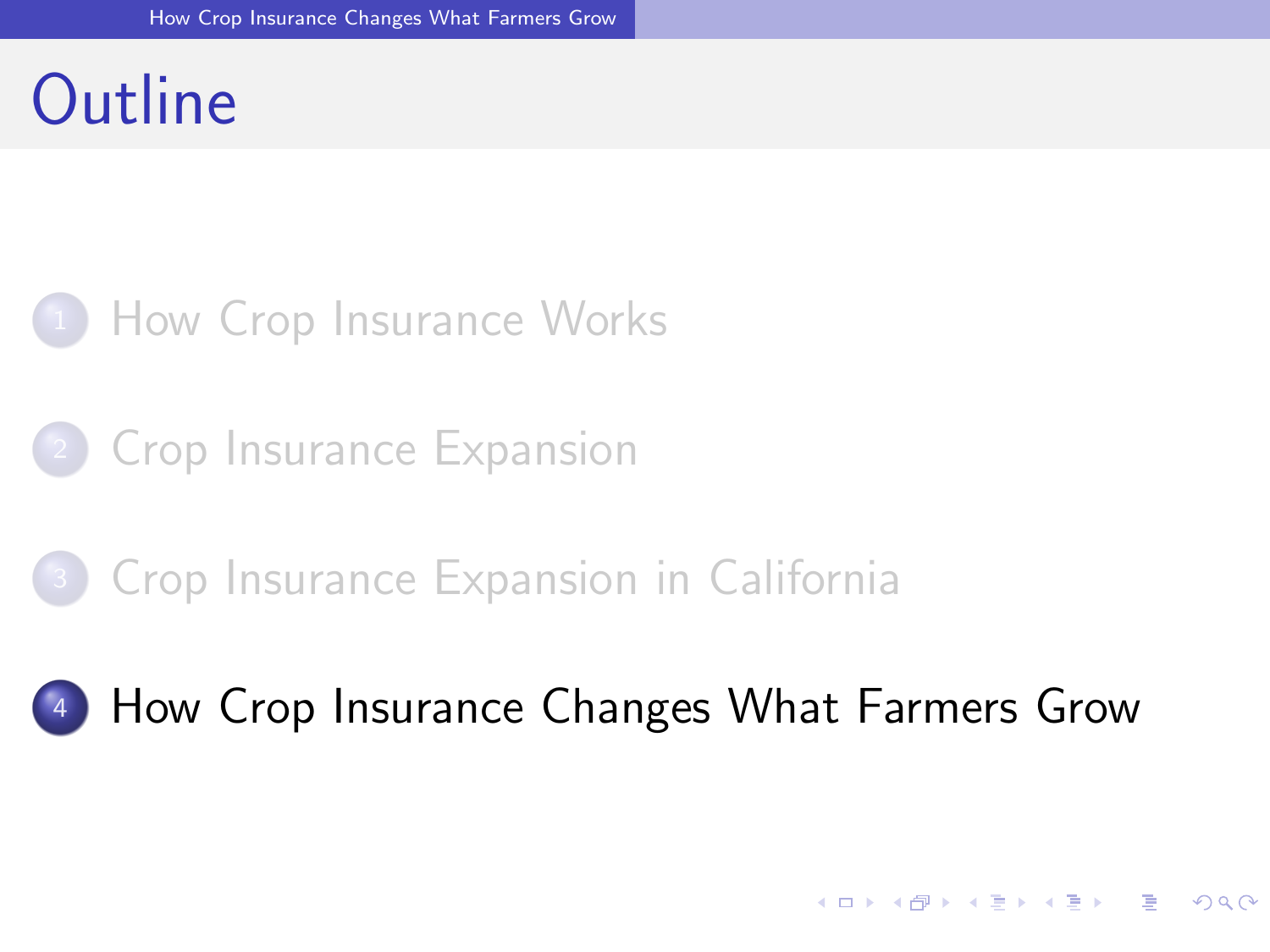# Outline

1. How Crop Insurance Works
2. Crop Insurance Expansion
3. Crop Insurance Expansion in California
4. How Crop Insurance Changes What Farmers Grow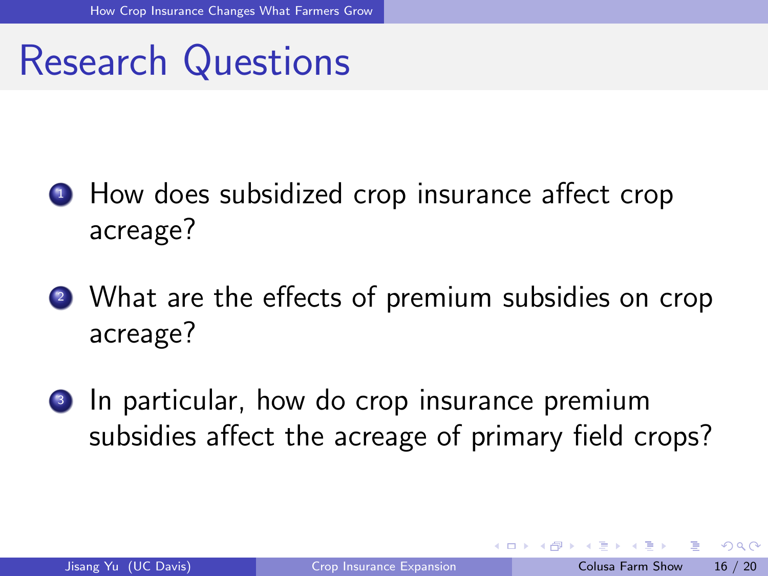# Research Questions

1. How does subsidized crop insurance affect crop acreage?
2. What are the effects of premium subsidies on crop acreage?
3. In particular, how do crop insurance premium subsidies affect the acreage of primary field crops?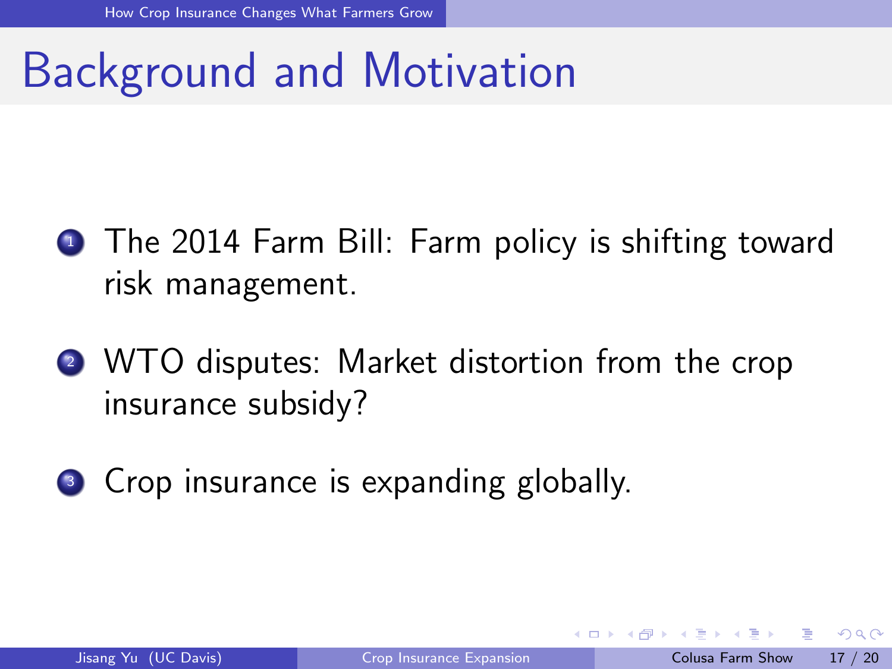# Background and Motivation

1. The 2014 Farm Bill: Farm policy is shifting toward risk management.
2. WTO disputes: Market distortion from the crop insurance subsidy?
3. Crop insurance is expanding globally.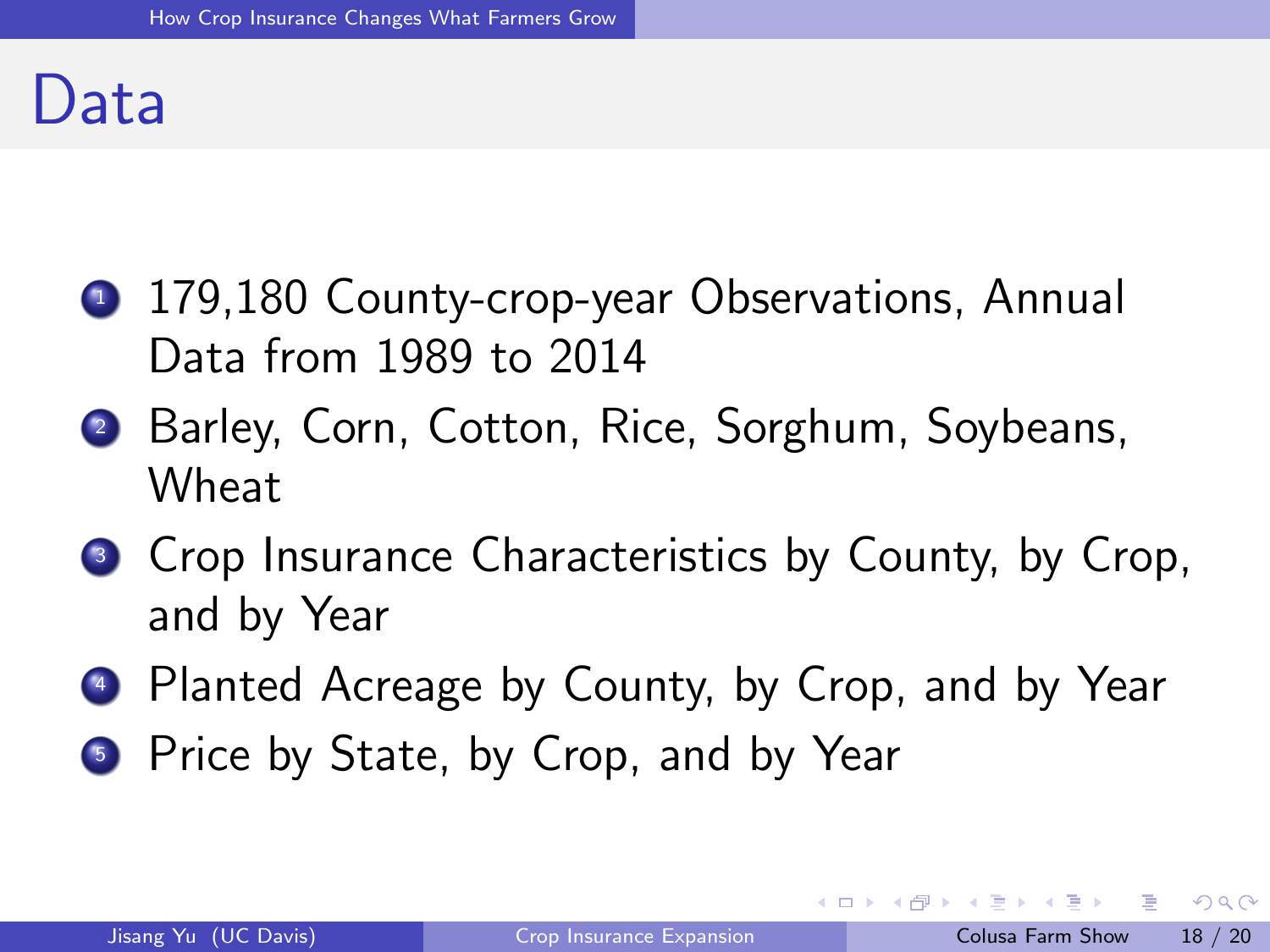# Data

1. 179,180 County-crop-year Observations, Annual Data from 1989 to 2014
2. Barley, Corn, Cotton, Rice, Sorghum, Soybeans, Wheat
3. Crop Insurance Characteristics by County, by Crop, and by Year
4. Planted Acreage by County, by Crop, and by Year
5. Price by State, by Crop, and by Year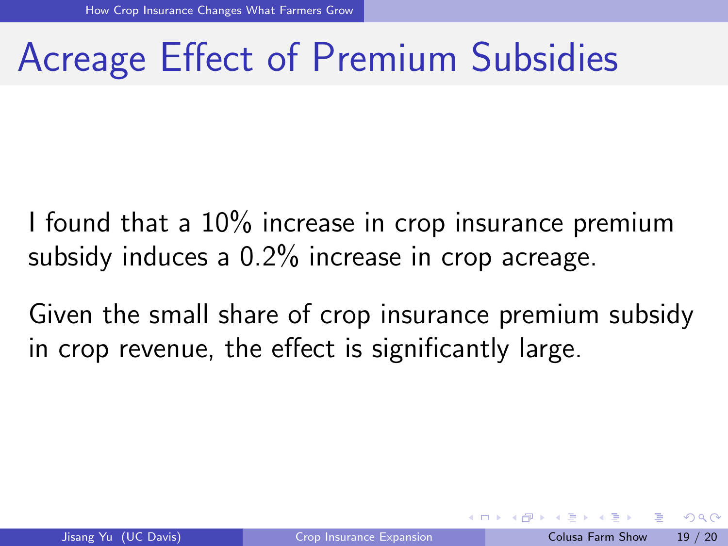# Acreage Effect of Premium Subsidies

I found that a 10% increase in crop insurance premium subsidy induces a 0.2% increase in crop acreage.

Given the small share of crop insurance premium subsidy in crop revenue, the effect is significantly large.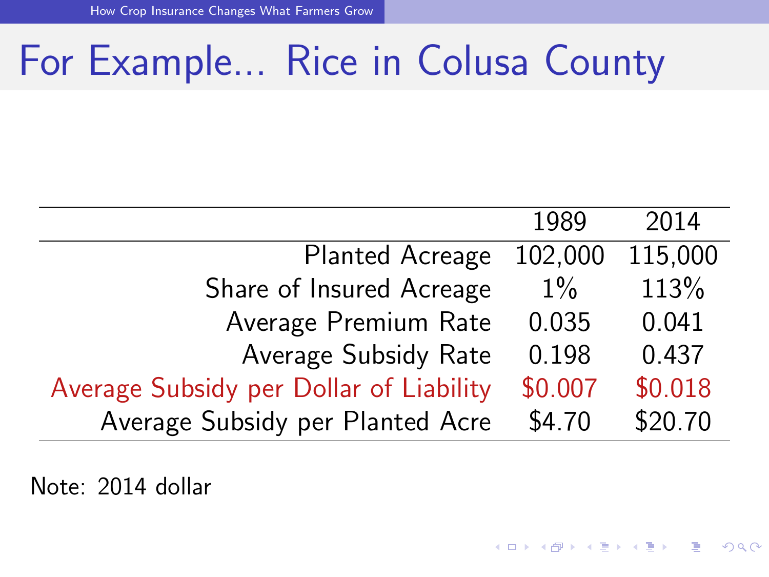# For Example... Rice in Colusa County

| | 1989 | 2014 |
|---|---|---|
| Planted Acreage | 102,000 | 115,000 |
| Share of Insured Acreage | 1% | 113% |
| Average Premium Rate | 0.035 | 0.041 |
| Average Subsidy Rate | 0.198 | 0.437 |
| Average Subsidy per Dollar of Liability | $0.007 | $0.018 |
| Average Subsidy per Planted Acre | $4.70 | $20.70 |

Note: 2014 dollar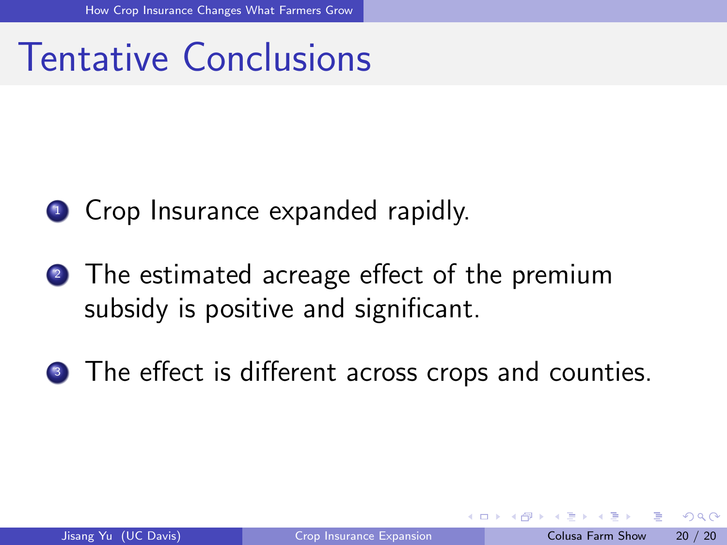# Tentative Conclusions

1. Crop Insurance expanded rapidly.
2. The estimated acreage effect of the premium subsidy is positive and significant.
3. The effect is different across crops and counties.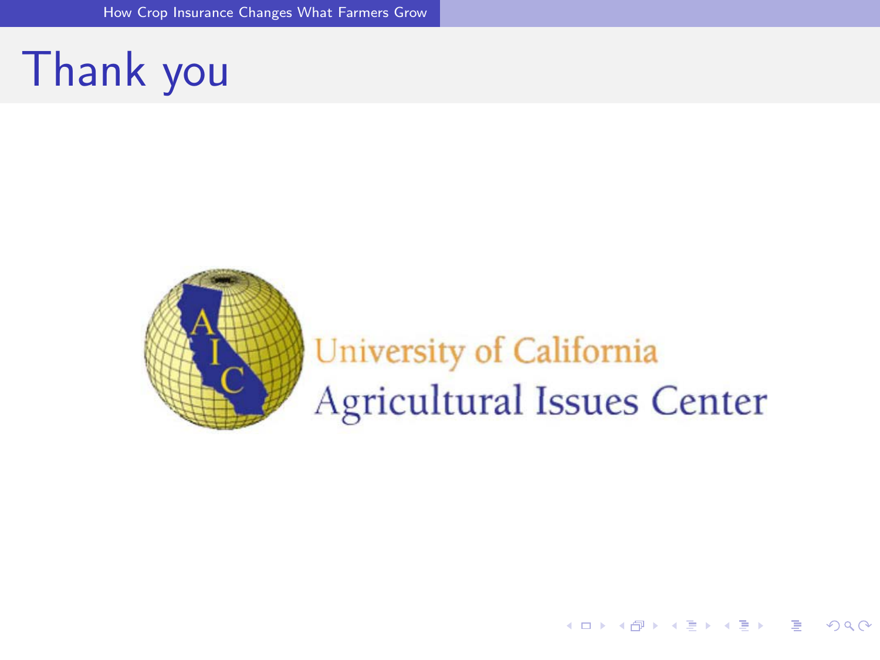# Thank you

University of California

Agricultural Issues Center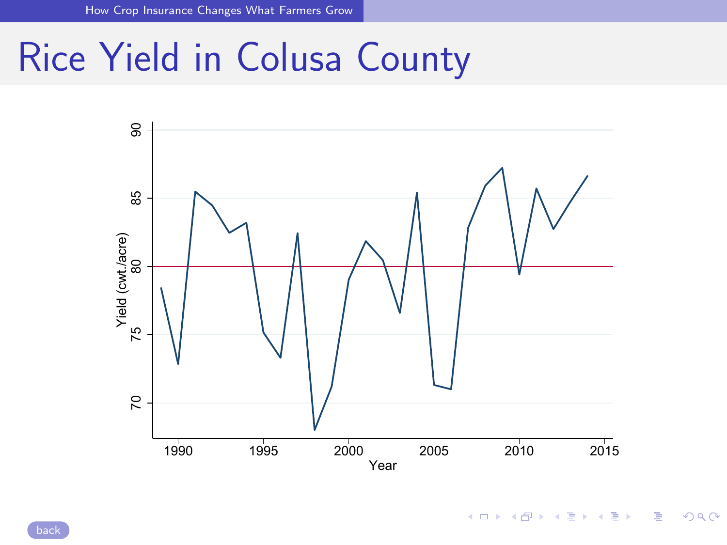# Rice Yield in Colusa County

Yield (cwt./acre)

90

85

80

75

70

1990

1995

2000

2005

2010

2015

Year

back